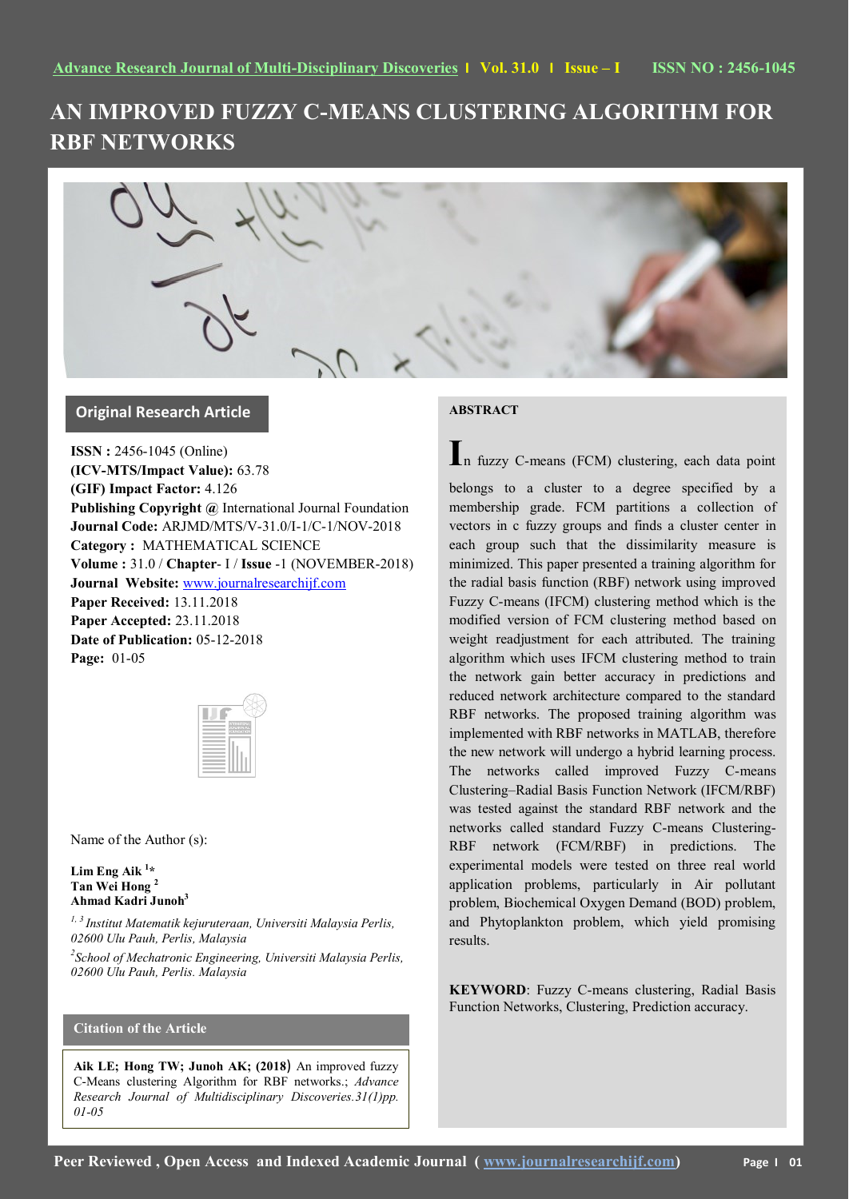# AN IMPROVED FUZZY C-MEANS CLUSTERING ALGORITHM FOR RBF NETWORKS

## Original Research Article

**ISSN :** 2456-1045 (Online)
**(ICV-MTS/Impact Value):** 63.78
**(GIF) Impact Factor:** 4.126
**Publishing Copyright @** International Journal Foundation
**Journal Code:** ARJMD/MTS/V-31.0/I-1/C-1/NOV-2018
**Category :** MATHEMATICAL SCIENCE
**Volume :** 31.0 / **Chapter**- I / **Issue** -1 (NOVEMBER-2018)
**Journal Website:** www.journalresearchijf.com
**Paper Received:** 13.11.2018
**Paper Accepted:** 23.11.2018
**Date of Publication:** 05-12-2018
**Page:** 01-05

Name of the Author (s):

**Lim Eng Aik [1]***
**Tan Wei Hong [2]**
**Ahmad Kadri Junoh[3]**

*[1, 3] Institut Matematik kejuruteraan, Universiti Malaysia Perlis, 02600 Ulu Pauh, Perlis, Malaysia*

*[2]School of Mechatronic Engineering, Universiti Malaysia Perlis, 02600 Ulu Pauh, Perlis. Malaysia*

### Citation of the Article

**Aik LE; Hong TW; Junoh AK; (2018)** An improved fuzzy C-Means clustering Algorithm for RBF networks.; *Advance Research Journal of Multidisciplinary Discoveries.31(1)pp. 01-05*

### ABSTRACT

In fuzzy C-means (FCM) clustering, each data point belongs to a cluster to a degree specified by a membership grade. FCM partitions a collection of vectors in c fuzzy groups and finds a cluster center in each group such that the dissimilarity measure is minimized. This paper presented a training algorithm for the radial basis function (RBF) network using improved Fuzzy C-means (IFCM) clustering method which is the modified version of FCM clustering method based on weight readjustment for each attributed. The training algorithm which uses IFCM clustering method to train the network gain better accuracy in predictions and reduced network architecture compared to the standard RBF networks. The proposed training algorithm was implemented with RBF networks in MATLAB, therefore the new network will undergo a hybrid learning process. The networks called improved Fuzzy C-means Clustering–Radial Basis Function Network (IFCM/RBF) was tested against the standard RBF network and the networks called standard Fuzzy C-means Clustering-RBF network (FCM/RBF) in predictions. The experimental models were tested on three real world application problems, particularly in Air pollutant problem, Biochemical Oxygen Demand (BOD) problem, and Phytoplankton problem, which yield promising results.

**KEYWORD**: Fuzzy C-means clustering, Radial Basis Function Networks, Clustering, Prediction accuracy.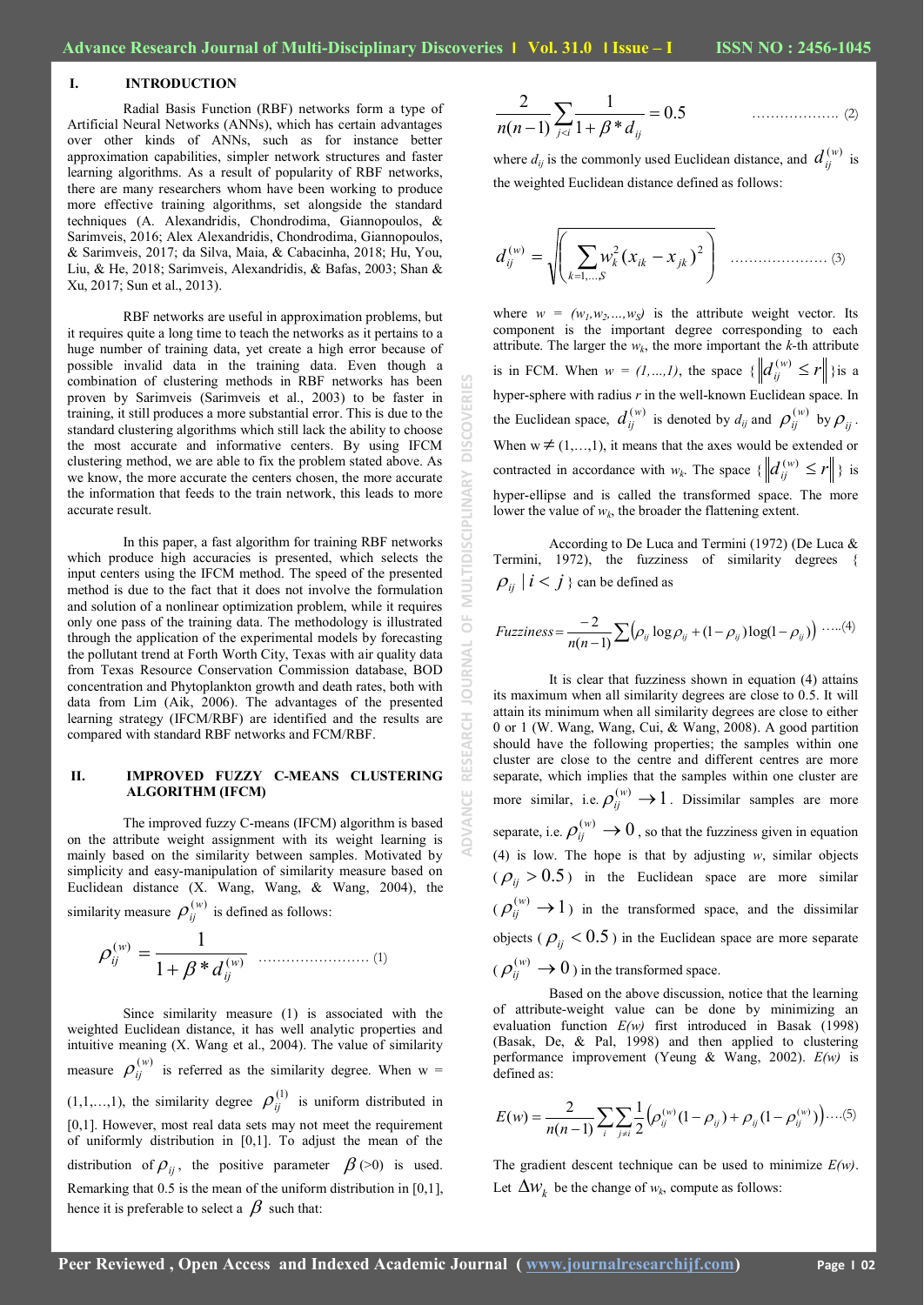## I. INTRODUCTION

Radial Basis Function (RBF) networks form a type of Artificial Neural Networks (ANNs), which has certain advantages over other kinds of ANNs, such as for instance better approximation capabilities, simpler network structures and faster learning algorithms. As a result of popularity of RBF networks, there are many researchers whom have been working to produce more effective training algorithms, set alongside the standard techniques (A. Alexandridis, Chondrodima, Giannopoulos, & Sarimveis, 2016; Alex Alexandridis, Chondrodima, Giannopoulos, & Sarimveis, 2017; da Silva, Maia, & Cabacinha, 2018; Hu, You, Liu, & He, 2018; Sarimveis, Alexandridis, & Bafas, 2003; Shan & Xu, 2017; Sun et al., 2013).

RBF networks are useful in approximation problems, but it requires quite a long time to teach the networks as it pertains to a huge number of training data, yet create a high error because of possible invalid data in the training data. Even though a combination of clustering methods in RBF networks has been proven by Sarimveis (Sarimveis et al., 2003) to be faster in training, it still produces a more substantial error. This is due to the standard clustering algorithms which still lack the ability to choose the most accurate and informative centers. By using IFCM clustering method, we are able to fix the problem stated above. As we know, the more accurate the centers chosen, the more accurate the information that feeds to the train network, this leads to more accurate result.

In this paper, a fast algorithm for training RBF networks which produce high accuracies is presented, which selects the input centers using the IFCM method. The speed of the presented method is due to the fact that it does not involve the formulation and solution of a nonlinear optimization problem, while it requires only one pass of the training data. The methodology is illustrated through the application of the experimental models by forecasting the pollutant trend at Forth Worth City, Texas with air quality data from Texas Resource Conservation Commission database, BOD concentration and Phytoplankton growth and death rates, both with data from Lim (Aik, 2006). The advantages of the presented learning strategy (IFCM/RBF) are identified and the results are compared with standard RBF networks and FCM/RBF.

## II. IMPROVED FUZZY C-MEANS CLUSTERING ALGORITHM (IFCM)

The improved fuzzy C-means (IFCM) algorithm is based on the attribute weight assignment with its weight learning is mainly based on the similarity between samples. Motivated by simplicity and easy-manipulation of similarity measure based on Euclidean distance (X. Wang, Wang, & Wang, 2004), the similarity measure $\rho_{ij}^{(w)}$ is defined as follows:

$$\rho_{ij}^{(w)} = \frac{1}{1+\beta * d_{ij}^{(w)}} \quad \text{……………………. (1)}$$

Since similarity measure (1) is associated with the weighted Euclidean distance, it has well analytic properties and intuitive meaning (X. Wang et al., 2004). The value of similarity measure $\rho_{ij}^{(w)}$ is referred as the similarity degree. When w = (1,1,…,1), the similarity degree $\rho_{ij}^{(1)}$ is uniform distributed in [0,1]. However, most real data sets may not meet the requirement of uniformly distribution in [0,1]. To adjust the mean of the distribution of $\rho_{ij}$, the positive parameter $\beta$ (>0) is used. Remarking that 0.5 is the mean of the uniform distribution in [0,1], hence it is preferable to select a $\beta$ such that:

$$\frac{2}{n(n-1)}\sum_{j<i}\frac{1}{1+\beta * d_{ij}} = 0.5 \quad \text{………………. (2)}$$

where $d_{ij}$ is the commonly used Euclidean distance, and $d_{ij}^{(w)}$ is the weighted Euclidean distance defined as follows:

$$d_{ij}^{(w)} = \sqrt{\left(\sum_{k=1,\ldots,S} w_k^2 (x_{ik} - x_{jk})^2\right)} \quad \text{………………… (3)}$$

where $w = (w_1, w_2, \ldots, w_S)$ is the attribute weight vector. Its component is the important degree corresponding to each attribute. The larger the $w_k$, the more important the $k$-th attribute is in FCM. When $w = (1,\ldots,1)$, the space $\{\|d_{ij}^{(w)} \le r\|\}$ is a hyper-sphere with radius $r$ in the well-known Euclidean space. In the Euclidean space, $d_{ij}^{(w)}$ is denoted by $d_{ij}$ and $\rho_{ij}^{(w)}$ by $\rho_{ij}$. When $w \neq (1,\ldots,1)$, it means that the axes would be extended or contracted in accordance with $w_k$. The space $\{\|d_{ij}^{(w)} \le r\|\}$ is hyper-ellipse and is called the transformed space. The more lower the value of $w_k$, the broader the flattening extent.

According to De Luca and Termini (1972) (De Luca & Termini, 1972), the fuzziness of similarity degrees $\{\rho_{ij} \mid i<j\}$ can be defined as

$$Fuzziness = \frac{-2}{n(n-1)}\sum\left(\rho_{ij}\log\rho_{ij} + (1-\rho_{ij})\log(1-\rho_{ij})\right) \quad \text{…..(4)}$$

It is clear that fuzziness shown in equation (4) attains its maximum when all similarity degrees are close to 0.5. It will attain its minimum when all similarity degrees are close to either 0 or 1 (W. Wang, Wang, Cui, & Wang, 2008). A good partition should have the following properties; the samples within one cluster are close to the centre and different centres are more separate, which implies that the samples within one cluster are more similar, i.e. $\rho_{ij}^{(w)} \to 1$. Dissimilar samples are more separate, i.e. $\rho_{ij}^{(w)} \to 0$, so that the fuzziness given in equation (4) is low. The hope is that by adjusting $w$, similar objects ($\rho_{ij} > 0.5$) in the Euclidean space are more similar ($\rho_{ij}^{(w)} \to 1$) in the transformed space, and the dissimilar objects ($\rho_{ij} < 0.5$) in the Euclidean space are more separate ($\rho_{ij}^{(w)} \to 0$) in the transformed space.

Based on the above discussion, notice that the learning of attribute-weight value can be done by minimizing an evaluation function $E(w)$ first introduced in Basak (1998) (Basak, De, & Pal, 1998) and then applied to clustering performance improvement (Yeung & Wang, 2002). $E(w)$ is defined as:

$$E(w) = \frac{2}{n(n-1)}\sum_{i}\sum_{j\neq i}\frac{1}{2}\left(\rho_{ij}^{(w)}(1-\rho_{ij}) + \rho_{ij}(1-\rho_{ij}^{(w)})\right) \text{….(5)}$$

The gradient descent technique can be used to minimize $E(w)$. Let $\Delta w_k$ be the change of $w_k$, compute as follows: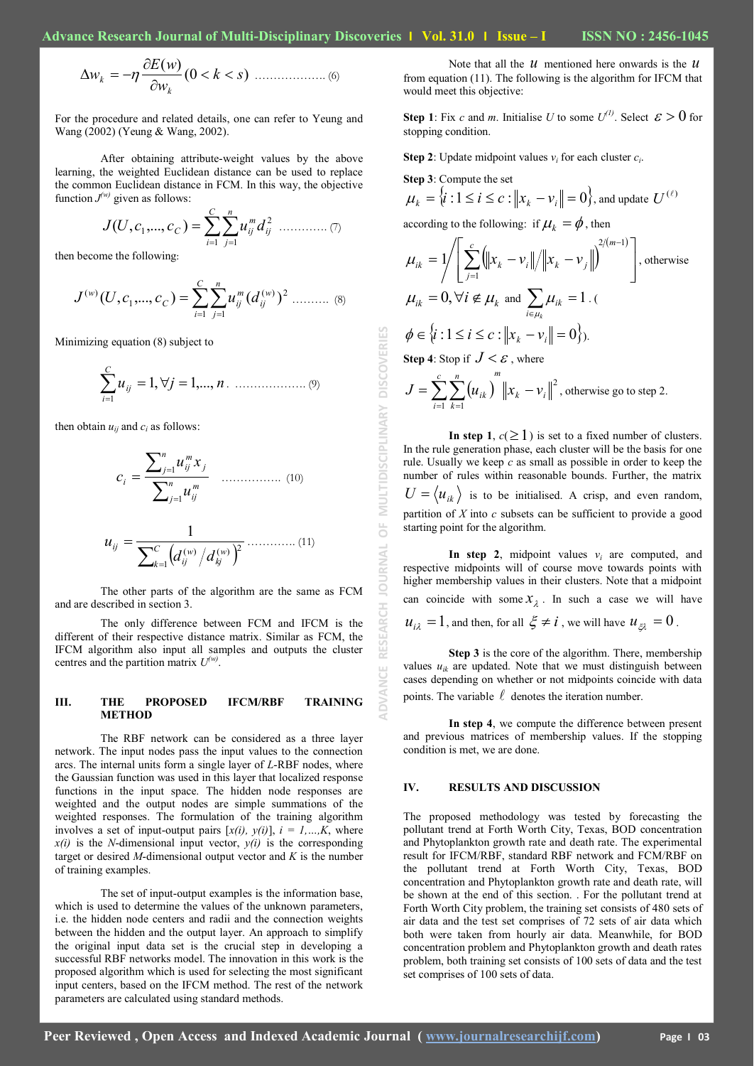$$\Delta w_k = -\eta \frac{\partial E(w)}{\partial w_k} (0 < k < s) \quad \text{.................. (6)}$$

For the procedure and related details, one can refer to Yeung and Wang (2002) (Yeung & Wang, 2002).

After obtaining attribute-weight values by the above learning, the weighted Euclidean distance can be used to replace the common Euclidean distance in FCM. In this way, the objective function $J^{(w)}$ given as follows:

$$J(U, c_1, ..., c_C) = \sum_{i=1}^{C} \sum_{j=1}^{n} u_{ij}^m d_{ij}^2 \quad \text{............. (7)}$$

then become the following:

$$J^{(w)}(U, c_1, ..., c_C) = \sum_{i=1}^{C} \sum_{j=1}^{n} u_{ij}^m (d_{ij}^{(w)})^2 \quad \text{.......... (8)}$$

Minimizing equation (8) subject to

$$\sum_{i=1}^{C} u_{ij} = 1, \forall j = 1, ..., n. \quad \text{.................. (9)}$$

then obtain $u_{ij}$ and $c_i$ as follows:

$$c_i = \frac{\sum_{j=1}^{n} u_{ij}^m x_j}{\sum_{j=1}^{n} u_{ij}^m} \quad \text{................ (10)}$$

$$u_{ij} = \frac{1}{\sum_{k=1}^{C} \left( d_{ij}^{(w)} / d_{kj}^{(w)} \right)^2} \quad \text{............. (11)}$$

The other parts of the algorithm are the same as FCM and are described in section 3.

The only difference between FCM and IFCM is the different of their respective distance matrix. Similar as FCM, the IFCM algorithm also input all samples and outputs the cluster centres and the partition matrix $U^{(w)}$.

## III. THE PROPOSED IFCM/RBF TRAINING METHOD

The RBF network can be considered as a three layer network. The input nodes pass the input values to the connection arcs. The internal units form a single layer of *L*-RBF nodes, where the Gaussian function was used in this layer that localized response functions in the input space. The hidden node responses are weighted and the output nodes are simple summations of the weighted responses. The formulation of the training algorithm involves a set of input-output pairs [$x(i)$, $y(i)$], $i = 1, ..., K$, where $x(i)$ is the *N*-dimensional input vector, $y(i)$ is the corresponding target or desired *M*-dimensional output vector and *K* is the number of training examples.

The set of input-output examples is the information base, which is used to determine the values of the unknown parameters, i.e. the hidden node centers and radii and the connection weights between the hidden and the output layer. An approach to simplify the original input data set is the crucial step in developing a successful RBF networks model. The innovation in this work is the proposed algorithm which is used for selecting the most significant input centers, based on the IFCM method. The rest of the network parameters are calculated using standard methods.

Note that all the $u$ mentioned here onwards is the $u$ from equation (11). The following is the algorithm for IFCM that would meet this objective:

**Step 1**: Fix $c$ and $m$. Initialise $U$ to some $U^{(1)}$. Select $\varepsilon > 0$ for stopping condition.

**Step 2**: Update midpoint values $v_i$ for each cluster $c_i$.

**Step 3**: Compute the set $\mu_k = \{i : 1 \le i \le c : \|x_k - v_i\| = 0\}$, and update $U^{(\ell)}$ according to the following: if $\mu_k = \phi$, then $\mu_{ik} = 1 \Big/ \left[ \sum_{j=1}^{c} \left( \|x_k - v_i\| / \|x_k - v_j\| \right)^{2/(m-1)} \right]$, otherwise $\mu_{ik} = 0, \forall i \notin \mu_k$ and $\sum_{i \in \mu_k} \mu_{ik} = 1$. ( $\phi \in \{i : 1 \le i \le c : \|x_k - v_i\| = 0\}$).

**Step 4**: Stop if $J < \varepsilon$, where $J = \sum_{i=1}^{c} \sum_{k=1}^{n} (u_{ik})^m \|x_k - v_i\|^2$, otherwise go to step 2.

**In step 1**, $c (\ge 1)$ is set to a fixed number of clusters. In the rule generation phase, each cluster will be the basis for one rule. Usually we keep $c$ as small as possible in order to keep the number of rules within reasonable bounds. Further, the matrix $U = \langle u_{ik} \rangle$ is to be initialised. A crisp, and even random, partition of $X$ into $c$ subsets can be sufficient to provide a good starting point for the algorithm.

**In step 2**, midpoint values $v_i$ are computed, and respective midpoints will of course move towards points with higher membership values in their clusters. Note that a midpoint can coincide with some $x_\lambda$. In such a case we will have $u_{i\lambda} = 1$, and then, for all $\xi \ne i$, we will have $u_{\xi\lambda} = 0$.

**Step 3** is the core of the algorithm. There, membership values $u_{ik}$ are updated. Note that we must distinguish between cases depending on whether or not midpoints coincide with data points. The variable $\ell$ denotes the iteration number.

**In step 4**, we compute the difference between present and previous matrices of membership values. If the stopping condition is met, we are done.

## IV. RESULTS AND DISCUSSION

The proposed methodology was tested by forecasting the pollutant trend at Forth Worth City, Texas, BOD concentration and Phytoplankton growth rate and death rate. The experimental result for IFCM/RBF, standard RBF network and FCM/RBF on the pollutant trend at Forth Worth City, Texas, BOD concentration and Phytoplankton growth rate and death rate, will be shown at the end of this section. . For the pollutant trend at Forth Worth City problem, the training set consists of 480 sets of air data and the test set comprises of 72 sets of air data which both were taken from hourly air data. Meanwhile, for BOD concentration problem and Phytoplankton growth and death rates problem, both training set consists of 100 sets of data and the test set comprises of 100 sets of data.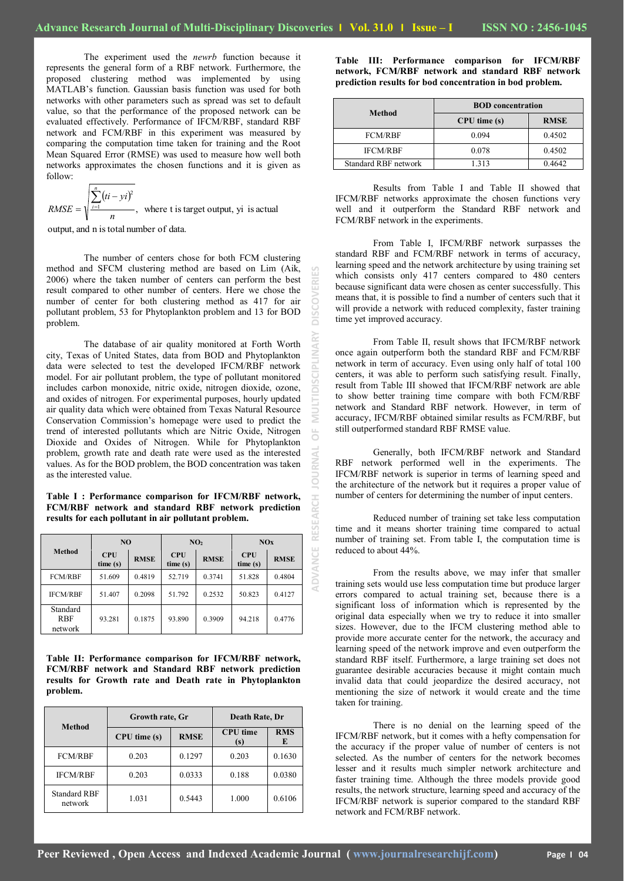The experiment used the *newrb* function because it represents the general form of a RBF network. Furthermore, the proposed clustering method was implemented by using MATLAB's function. Gaussian basis function was used for both networks with other parameters such as spread was set to default value, so that the performance of the proposed network can be evaluated effectively. Performance of IFCM/RBF, standard RBF network and FCM/RBF in this experiment was measured by comparing the computation time taken for training and the Root Mean Squared Error (RMSE) was used to measure how well both networks approximates the chosen functions and it is given as follow:

$$RMSE = \sqrt{\frac{\sum_{i=1}^{n}(ti - yi)^2}{n}},$$ where t is target output, yi is actual output, and n is total number of data.

The number of centers chose for both FCM clustering method and SFCM clustering method are based on Lim (Aik, 2006) where the taken number of centers can perform the best result compared to other number of centers. Here we chose the number of center for both clustering method as 417 for air pollutant problem, 53 for Phytoplankton problem and 13 for BOD problem.

The database of air quality monitored at Forth Worth city, Texas of United States, data from BOD and Phytoplankton data were selected to test the developed IFCM/RBF network model. For air pollutant problem, the type of pollutant monitored includes carbon monoxide, nitric oxide, nitrogen dioxide, ozone, and oxides of nitrogen. For experimental purposes, hourly updated air quality data which were obtained from Texas Natural Resource Conservation Commission's homepage were used to predict the trend of interested pollutants which are Nitric Oxide, Nitrogen Dioxide and Oxides of Nitrogen. While for Phytoplankton problem, growth rate and death rate were used as the interested values. As for the BOD problem, the BOD concentration was taken as the interested value.

**Table I : Performance comparison for IFCM/RBF network, FCM/RBF network and standard RBF network prediction results for each pollutant in air pollutant problem.**

| Method | NO | | $NO_2$ | | NOx | |
|---|---|---|---|---|---|---|
| | CPU time (s) | RMSE | CPU time (s) | RMSE | CPU time (s) | RMSE |
| FCM/RBF | 51.609 | 0.4819 | 52.719 | 0.3741 | 51.828 | 0.4804 |
| IFCM/RBF | 51.407 | 0.2098 | 51.792 | 0.2532 | 50.823 | 0.4127 |
| Standard RBF network | 93.281 | 0.1875 | 93.890 | 0.3909 | 94.218 | 0.4776 |

**Table II: Performance comparison for IFCM/RBF network, FCM/RBF network and Standard RBF network prediction results for Growth rate and Death rate in Phytoplankton problem.**

| Method | Growth rate, Gr | | Death Rate, Dr | |
|---|---|---|---|---|
| | CPU time (s) | RMSE | CPU time (s) | RMSE |
| FCM/RBF | 0.203 | 0.1297 | 0.203 | 0.1630 |
| IFCM/RBF | 0.203 | 0.0333 | 0.188 | 0.0380 |
| Standard RBF network | 1.031 | 0.5443 | 1.000 | 0.6106 |

**Table III: Performance comparison for IFCM/RBF network, FCM/RBF network and standard RBF network prediction results for bod concentration in bod problem.**

| Method | BOD concentration | |
|---|---|---|
| | CPU time (s) | RMSE |
| FCM/RBF | 0.094 | 0.4502 |
| IFCM/RBF | 0.078 | 0.4502 |
| Standard RBF network | 1.313 | 0.4642 |

Results from Table I and Table II showed that IFCM/RBF networks approximate the chosen functions very well and it outperform the Standard RBF network and FCM/RBF network in the experiments.

From Table I, IFCM/RBF network surpasses the standard RBF and FCM/RBF network in terms of accuracy, learning speed and the network architecture by using training set which consists only 417 centers compared to 480 centers because significant data were chosen as center successfully. This means that, it is possible to find a number of centers such that it will provide a network with reduced complexity, faster training time yet improved accuracy.

From Table II, result shows that IFCM/RBF network once again outperform both the standard RBF and FCM/RBF network in term of accuracy. Even using only half of total 100 centers, it was able to perform such satisfying result. Finally, result from Table III showed that IFCM/RBF network are able to show better training time compare with both FCM/RBF network and Standard RBF network. However, in term of accuracy, IFCM/RBF obtained similar results as FCM/RBF, but still outperformed standard RBF RMSE value.

Generally, both IFCM/RBF network and Standard RBF network performed well in the experiments. The IFCM/RBF network is superior in terms of learning speed and the architecture of the network but it requires a proper value of number of centers for determining the number of input centers.

Reduced number of training set take less computation time and it means shorter training time compared to actual number of training set. From table I, the computation time is reduced to about 44%.

From the results above, we may infer that smaller training sets would use less computation time but produce larger errors compared to actual training set, because there is a significant loss of information which is represented by the original data especially when we try to reduce it into smaller sizes. However, due to the IFCM clustering method able to provide more accurate center for the network, the accuracy and learning speed of the network improve and even outperform the standard RBF itself. Furthermore, a large training set does not guarantee desirable accuracies because it might contain much invalid data that could jeopardize the desired accuracy, not mentioning the size of network it would create and the time taken for training.

There is no denial on the learning speed of the IFCM/RBF network, but it comes with a hefty compensation for the accuracy if the proper value of number of centers is not selected. As the number of centers for the network becomes lesser and it results much simpler network architecture and faster training time. Although the three models provide good results, the network structure, learning speed and accuracy of the IFCM/RBF network is superior compared to the standard RBF network and FCM/RBF network.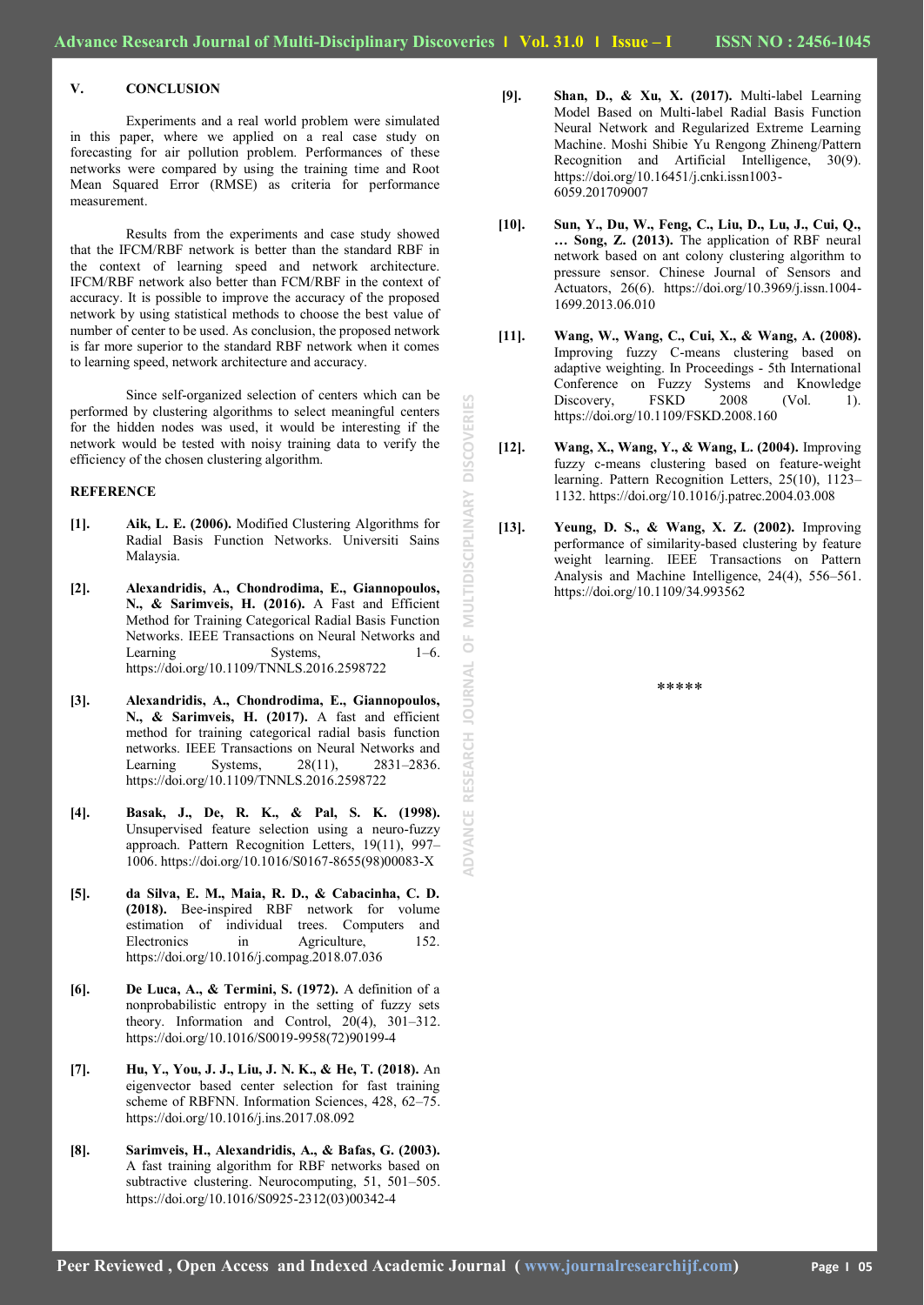## V. CONCLUSION

Experiments and a real world problem were simulated in this paper, where we applied on a real case study on forecasting for air pollution problem. Performances of these networks were compared by using the training time and Root Mean Squared Error (RMSE) as criteria for performance measurement.

Results from the experiments and case study showed that the IFCM/RBF network is better than the standard RBF in the context of learning speed and network architecture. IFCM/RBF network also better than FCM/RBF in the context of accuracy. It is possible to improve the accuracy of the proposed network by using statistical methods to choose the best value of number of center to be used. As conclusion, the proposed network is far more superior to the standard RBF network when it comes to learning speed, network architecture and accuracy.

Since self-organized selection of centers which can be performed by clustering algorithms to select meaningful centers for the hidden nodes was used, it would be interesting if the network would be tested with noisy training data to verify the efficiency of the chosen clustering algorithm.

## REFERENCE

[1]. **Aik, L. E. (2006).** Modified Clustering Algorithms for Radial Basis Function Networks. Universiti Sains Malaysia.

[2]. **Alexandridis, A., Chondrodima, E., Giannopoulos, N., & Sarimveis, H. (2016).** A Fast and Efficient Method for Training Categorical Radial Basis Function Networks. IEEE Transactions on Neural Networks and Learning Systems, 1–6. https://doi.org/10.1109/TNNLS.2016.2598722

[3]. **Alexandridis, A., Chondrodima, E., Giannopoulos, N., & Sarimveis, H. (2017).** A fast and efficient method for training categorical radial basis function networks. IEEE Transactions on Neural Networks and Learning Systems, 28(11), 2831–2836. https://doi.org/10.1109/TNNLS.2016.2598722

[4]. **Basak, J., De, R. K., & Pal, S. K. (1998).** Unsupervised feature selection using a neuro-fuzzy approach. Pattern Recognition Letters, 19(11), 997–1006. https://doi.org/10.1016/S0167-8655(98)00083-X

[5]. **da Silva, E. M., Maia, R. D., & Cabacinha, C. D. (2018).** Bee-inspired RBF network for volume estimation of individual trees. Computers and Electronics in Agriculture, 152. https://doi.org/10.1016/j.compag.2018.07.036

[6]. **De Luca, A., & Termini, S. (1972).** A definition of a nonprobabilistic entropy in the setting of fuzzy sets theory. Information and Control, 20(4), 301–312. https://doi.org/10.1016/S0019-9958(72)90199-4

[7]. **Hu, Y., You, J. J., Liu, J. N. K., & He, T. (2018).** An eigenvector based center selection for fast training scheme of RBFNN. Information Sciences, 428, 62–75. https://doi.org/10.1016/j.ins.2017.08.092

[8]. **Sarimveis, H., Alexandridis, A., & Bafas, G. (2003).** A fast training algorithm for RBF networks based on subtractive clustering. Neurocomputing, 51, 501–505. https://doi.org/10.1016/S0925-2312(03)00342-4

[9]. **Shan, D., & Xu, X. (2017).** Multi-label Learning Model Based on Multi-label Radial Basis Function Neural Network and Regularized Extreme Learning Machine. Moshi Shibie Yu Rengong Zhineng/Pattern Recognition and Artificial Intelligence, 30(9). https://doi.org/10.16451/j.cnki.issn1003-6059.201709007

[10]. **Sun, Y., Du, W., Feng, C., Liu, D., Lu, J., Cui, Q., … Song, Z. (2013).** The application of RBF neural network based on ant colony clustering algorithm to pressure sensor. Chinese Journal of Sensors and Actuators, 26(6). https://doi.org/10.3969/j.issn.1004-1699.2013.06.010

[11]. **Wang, W., Wang, C., Cui, X., & Wang, A. (2008).** Improving fuzzy C-means clustering based on adaptive weighting. In Proceedings - 5th International Conference on Fuzzy Systems and Knowledge Discovery, FSKD 2008 (Vol. 1). https://doi.org/10.1109/FSKD.2008.160

[12]. **Wang, X., Wang, Y., & Wang, L. (2004).** Improving fuzzy c-means clustering based on feature-weight learning. Pattern Recognition Letters, 25(10), 1123–1132. https://doi.org/10.1016/j.patrec.2004.03.008

[13]. **Yeung, D. S., & Wang, X. Z. (2002).** Improving performance of similarity-based clustering by feature weight learning. IEEE Transactions on Pattern Analysis and Machine Intelligence, 24(4), 556–561. https://doi.org/10.1109/34.993562

*****